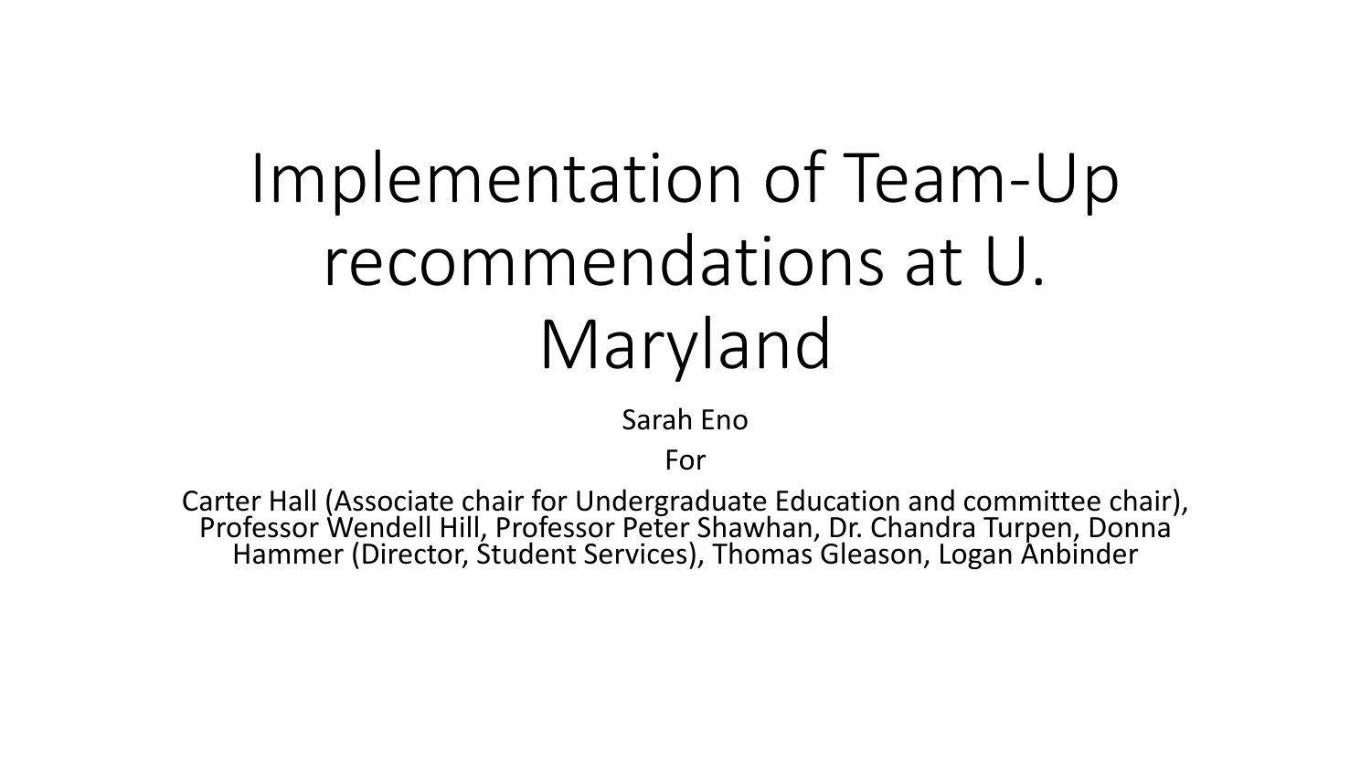# Implementation of Team-Up recommendations at U. Maryland

Sarah Eno

For

Carter Hall (Associate chair for Undergraduate Education and committee chair), Professor Wendell Hill, Professor Peter Shawhan, Dr. Chandra Turpen, Donna Hammer (Director, Student Services), Thomas Gleason, Logan Anbinder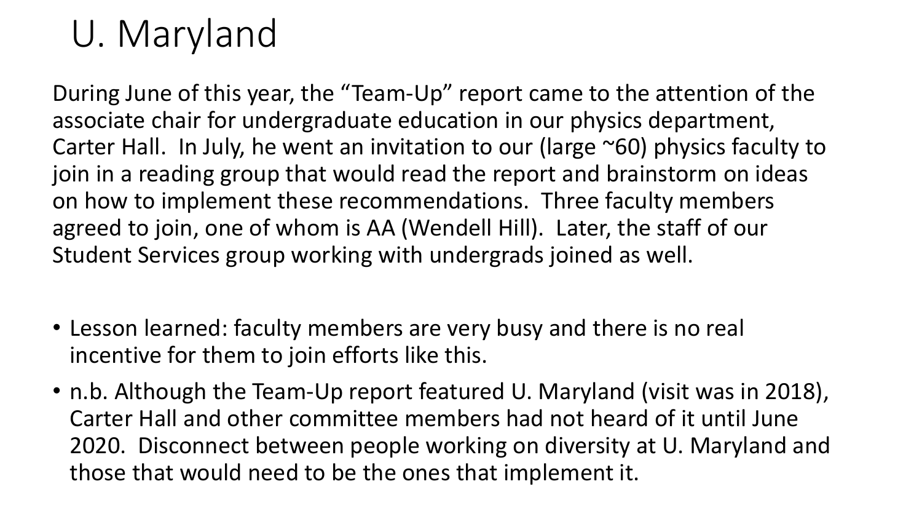# U. Maryland

During June of this year, the "Team-Up" report came to the attention of the associate chair for undergraduate education in our physics department, Carter Hall. In July, he went an invitation to our (large ~60) physics faculty to join in a reading group that would read the report and brainstorm on ideas on how to implement these recommendations. Three faculty members agreed to join, one of whom is AA (Wendell Hill). Later, the staff of our Student Services group working with undergrads joined as well.

- Lesson learned: faculty members are very busy and there is no real incentive for them to join efforts like this.
- n.b. Although the Team-Up report featured U. Maryland (visit was in 2018), Carter Hall and other committee members had not heard of it until June 2020. Disconnect between people working on diversity at U. Maryland and those that would need to be the ones that implement it.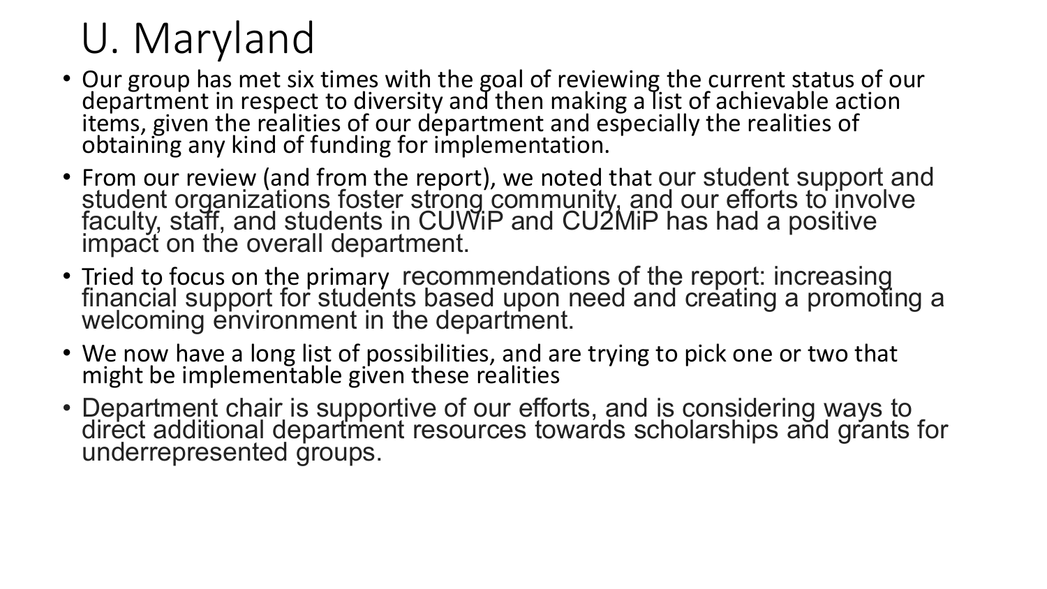# U. Maryland

- Our group has met six times with the goal of reviewing the current status of our department in respect to diversity and then making a list of achievable action items, given the realities of our department and especially the realities of obtaining any kind of funding for implementation.
- From our review (and from the report), we noted that our student support and student organizations foster strong community, and our efforts to involve faculty, staff, and students in CUWiP and CU2MiP has had a positive impact on the overall department.
- Tried to focus on the primary recommendations of the report: increasing financial support for students based upon need and creating a promoting a welcoming environment in the department.
- We now have a long list of possibilities, and are trying to pick one or two that might be implementable given these realities
- Department chair is supportive of our efforts, and is considering ways to direct additional department resources towards scholarships and grants for underrepresented groups.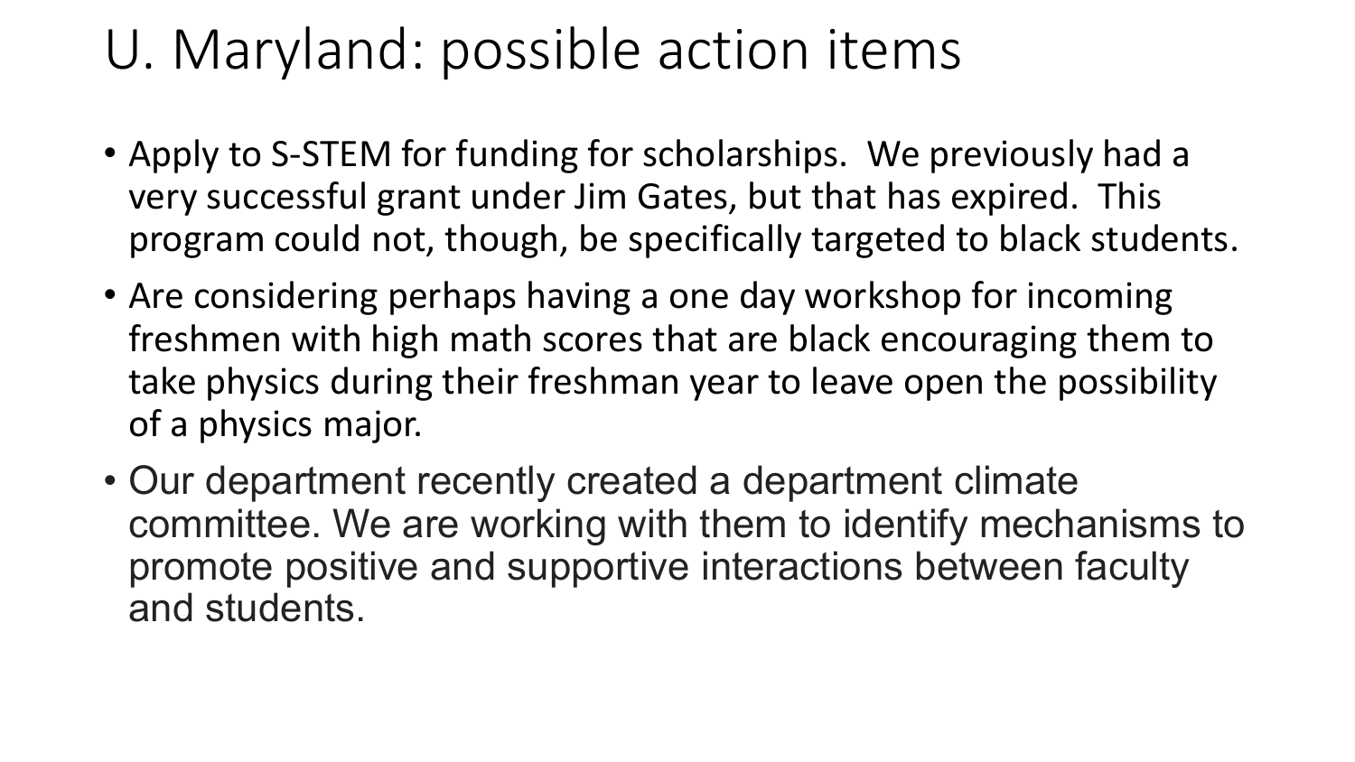# U. Maryland: possible action items

- Apply to S-STEM for funding for scholarships. We previously had a very successful grant under Jim Gates, but that has expired. This program could not, though, be specifically targeted to black students.
- Are considering perhaps having a one day workshop for incoming freshmen with high math scores that are black encouraging them to take physics during their freshman year to leave open the possibility of a physics major.
- Our department recently created a department climate committee. We are working with them to identify mechanisms to promote positive and supportive interactions between faculty and students.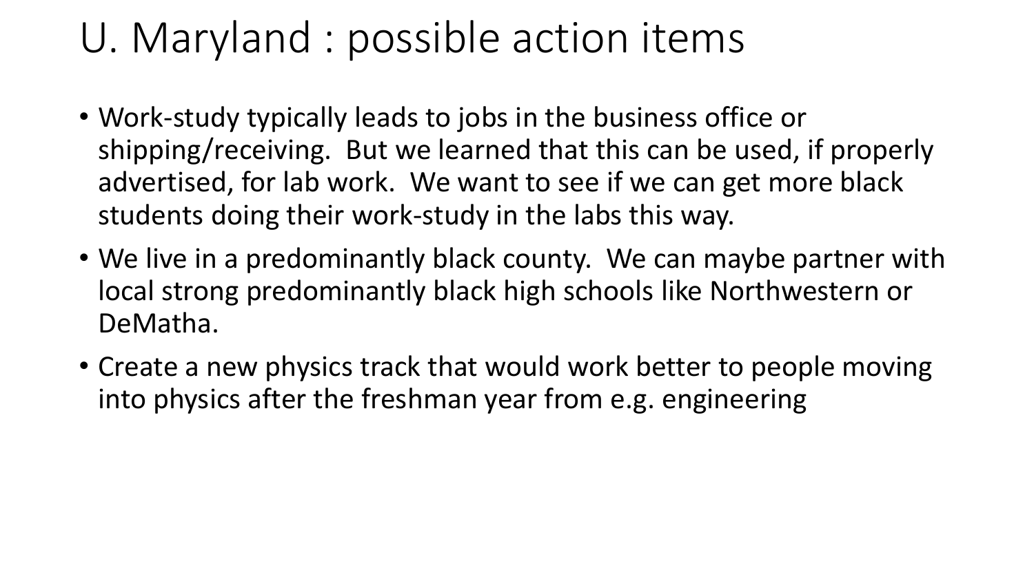# U. Maryland : possible action items

- Work-study typically leads to jobs in the business office or shipping/receiving. But we learned that this can be used, if properly advertised, for lab work. We want to see if we can get more black students doing their work-study in the labs this way.
- We live in a predominantly black county. We can maybe partner with local strong predominantly black high schools like Northwestern or DeMatha.
- Create a new physics track that would work better to people moving into physics after the freshman year from e.g. engineering